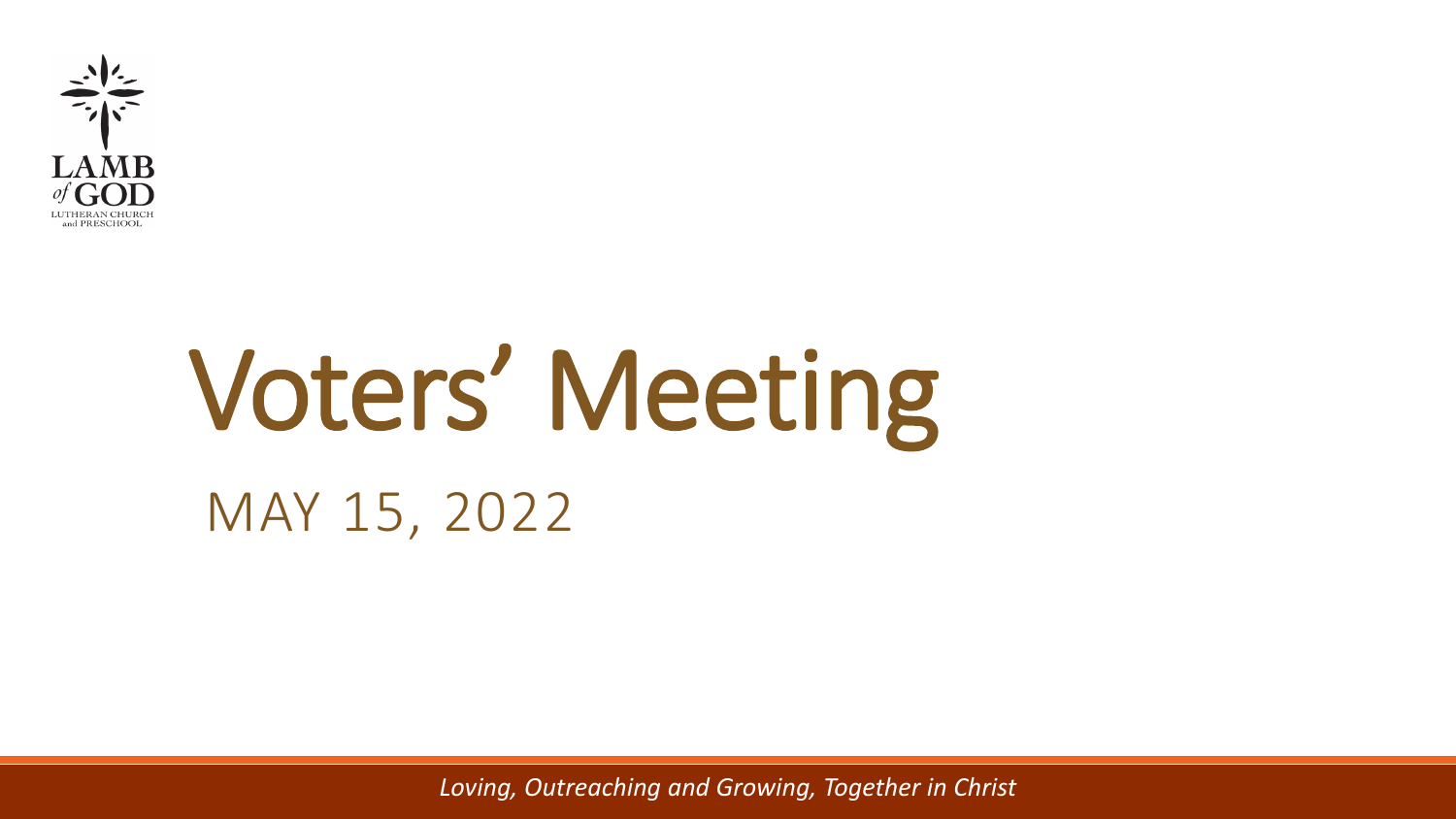LAMB of GOD
LUTHERAN CHURCH and PRESCHOOL

# Voters' Meeting

MAY 15, 2022

*Loving, Outreaching and Growing, Together in Christ*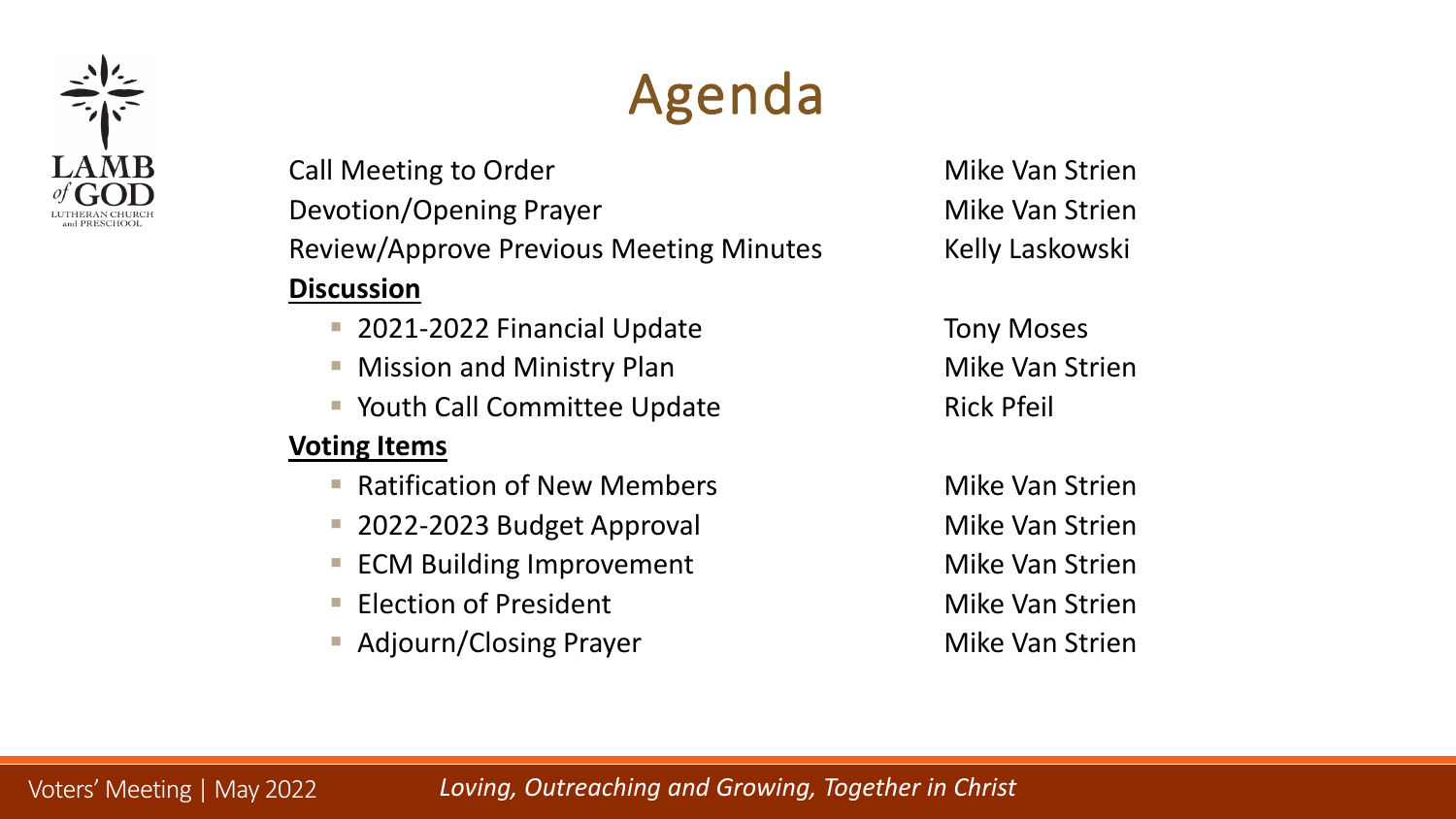# Agenda

| | |
|---|---|
| Call Meeting to Order | Mike Van Strien |
| Devotion/Opening Prayer | Mike Van Strien |
| Review/Approve Previous Meeting Minutes | Kelly Laskowski |
| **<u>Discussion</u>** | |
| ▪ 2021-2022 Financial Update | Tony Moses |
| ▪ Mission and Ministry Plan | Mike Van Strien |
| ▪ Youth Call Committee Update | Rick Pfeil |
| **<u>Voting Items</u>** | |
| ▪ Ratification of New Members | Mike Van Strien |
| ▪ 2022-2023 Budget Approval | Mike Van Strien |
| ▪ ECM Building Improvement | Mike Van Strien |
| ▪ Election of President | Mike Van Strien |
| ▪ Adjourn/Closing Prayer | Mike Van Strien |

Voters' Meeting | May 2022 *Loving, Outreaching and Growing, Together in Christ*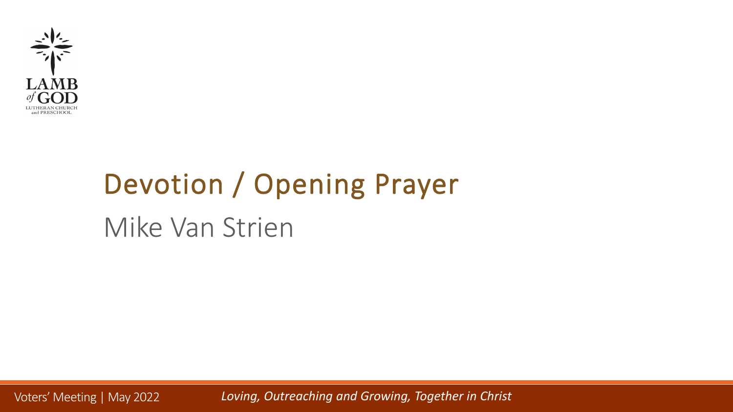# Devotion / Opening Prayer

Mike Van Strien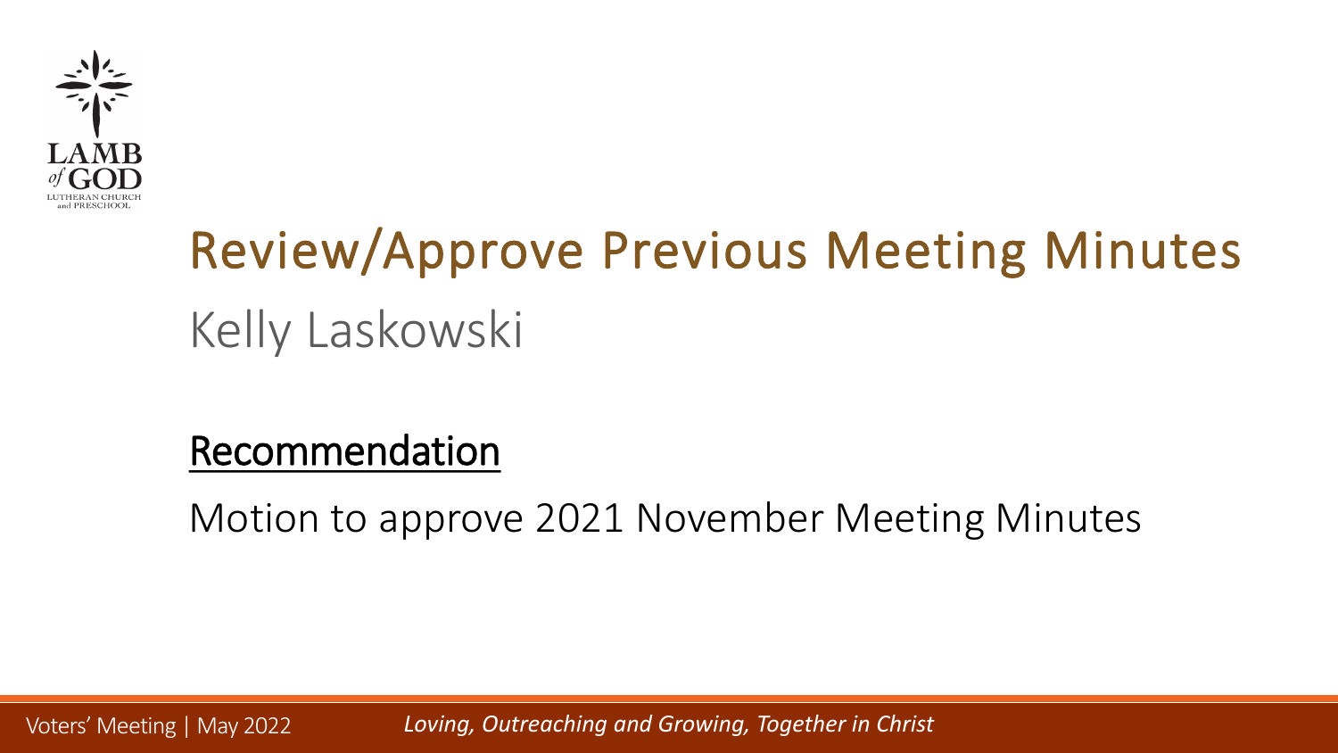# Review/Approve Previous Meeting Minutes

Kelly Laskowski

## Recommendation

Motion to approve 2021 November Meeting Minutes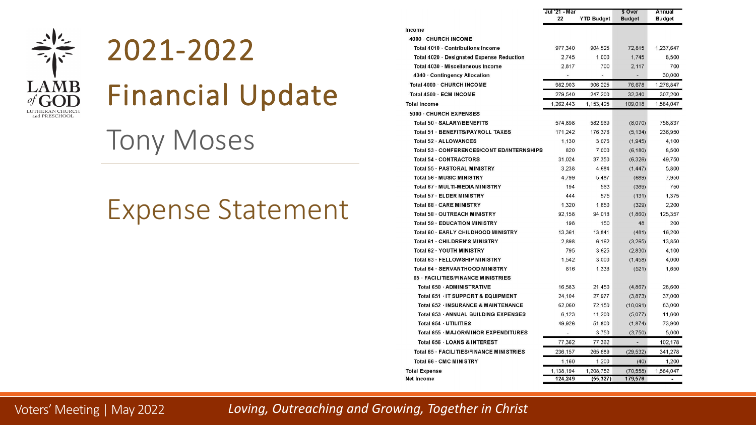# 2021-2022 Financial Update

Tony Moses

## Expense Statement

| | Jul '21 - Mar 22 | YTD Budget | $ Over Budget | Annual Budget |
|---|---|---|---|---|
| Income | | | | |
| 4000 · CHURCH INCOME | | | | |
| Total 4010 · Contributions Income | 977,340 | 904,525 | 72,815 | 1,237,647 |
| Total 4020 · Designated Expense Reduction | 2,745 | 1,000 | 1,745 | 8,500 |
| Total 4030 · Miscellaneous Income | 2,817 | 700 | 2,117 | 700 |
| 4040 · Contingency Allocation | - | - | - | 30,000 |
| Total 4000 · CHURCH INCOME | 982,903 | 906,225 | 76,678 | 1,276,847 |
| Total 4500 · ECM INCOME | 279,540 | 247,200 | 32,340 | 307,200 |
| Total Income | 1,262,443 | 1,153,425 | 109,018 | 1,584,047 |
| 5000 · CHURCH EXPENSES | | | | |
| Total 50 · SALARY/BENEFITS | 574,898 | 582,969 | (8,070) | 758,837 |
| Total 51 · BENEFITS/PAYROLL TAXES | 171,242 | 176,376 | (5,134) | 236,950 |
| Total 52 · ALLOWANCES | 1,130 | 3,075 | (1,945) | 4,100 |
| Total 53 · CONFERENCES/CONT ED/INTERNSHIPS | 820 | 7,000 | (6,180) | 8,500 |
| Total 54 · CONTRACTORS | 31,024 | 37,350 | (6,326) | 49,750 |
| Total 55 · PASTORAL MINISTRY | 3,238 | 4,684 | (1,447) | 5,800 |
| Total 56 · MUSIC MINISTRY | 4,799 | 5,487 | (689) | 7,950 |
| Total 67 · MULTI-MEDIA MINISTRY | 194 | 563 | (369) | 750 |
| Total 57 · ELDER MINISTRY | 444 | 575 | (131) | 1,375 |
| Total 68 · CARE MINISTRY | 1,320 | 1,650 | (329) | 2,200 |
| Total 58 · OUTREACH MINISTRY | 92,158 | 94,018 | (1,860) | 125,357 |
| Total 59 · EDUCATION MINISTRY | 198 | 150 | 48 | 200 |
| Total 60 · EARLY CHILDHOOD MINISTRY | 13,361 | 13,841 | (481) | 16,200 |
| Total 61 · CHILDREN'S MINISTRY | 2,898 | 6,162 | (3,265) | 13,850 |
| Total 62 · YOUTH MINISTRY | 795 | 3,625 | (2,830) | 4,100 |
| Total 63 · FELLOWSHIP MINISTRY | 1,542 | 3,000 | (1,458) | 4,000 |
| Total 64 · SERVANTHOOD MINISTRY | 816 | 1,338 | (521) | 1,650 |
| 65 · FACILITIES/FINANCE MINISTRIES | | | | |
| Total 650 · ADMINISTRATIVE | 16,583 | 21,450 | (4,867) | 28,600 |
| Total 651 · IT SUPPORT & EQUIPMENT | 24,104 | 27,977 | (3,873) | 37,000 |
| Total 652 · INSURANCE & MAINTENANCE | 62,060 | 72,150 | (10,091) | 83,000 |
| Total 653 · ANNUAL BUILDING EXPENSES | 6,123 | 11,200 | (5,077) | 11,600 |
| Total 654 · UTILITIES | 49,926 | 51,800 | (1,874) | 73,900 |
| Total 655 · MAJOR/MINOR EXPENDITURES | - | 3,750 | (3,750) | 5,000 |
| Total 656 · LOANS & INTEREST | 77,362 | 77,362 | - | 102,178 |
| Total 65 · FACILITIES/FINANCE MINISTRIES | 236,157 | 265,689 | (29,532) | 341,278 |
| Total 66 · CMC MINISTRY | 1,160 | 1,200 | (40) | 1,200 |
| Total Expense | 1,138,194 | 1,208,752 | (70,558) | 1,584,047 |
| Net Income | 124,249 | (55,327) | 179,576 | - |

Voters' Meeting | May 2022

*Loving, Outreaching and Growing, Together in Christ*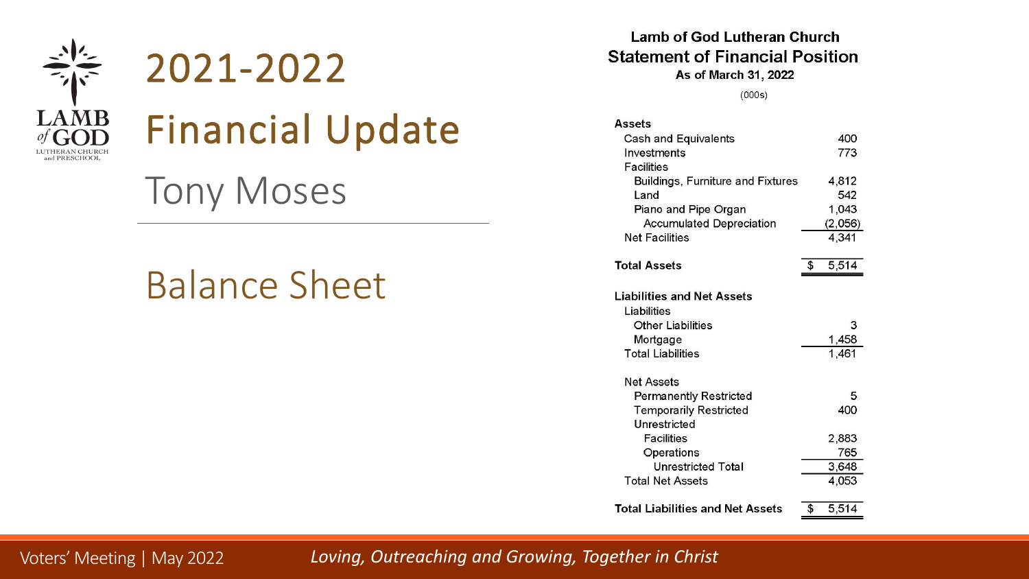# 2021-2022

# Financial Update

Tony Moses

## Balance Sheet

**Lamb of God Lutheran Church**

**Statement of Financial Position**

**As of March 31, 2022**

(000s)

| | |
|---|---|
| **Assets** | |
| Cash and Equivalents | 400 |
| Investments | 773 |
| Facilities | |
| Buildings, Furniture and Fixtures | 4,812 |
| Land | 542 |
| Piano and Pipe Organ | 1,043 |
| Accumulated Depreciation | (2,056) |
| Net Facilities | 4,341 |
| **Total Assets** | $ 5,514 |
| **Liabilities and Net Assets** | |
| Liabilities | |
| Other Liabilities | 3 |
| Mortgage | 1,458 |
| Total Liabilities | 1,461 |
| Net Assets | |
| Permanently Restricted | 5 |
| Temporarily Restricted | 400 |
| Unrestricted | |
| Facilities | 2,883 |
| Operations | 765 |
| Unrestricted Total | 3,648 |
| Total Net Assets | 4,053 |
| **Total Liabilities and Net Assets** | $ 5,514 |

Voters' Meeting | May 2022

*Loving, Outreaching and Growing, Together in Christ*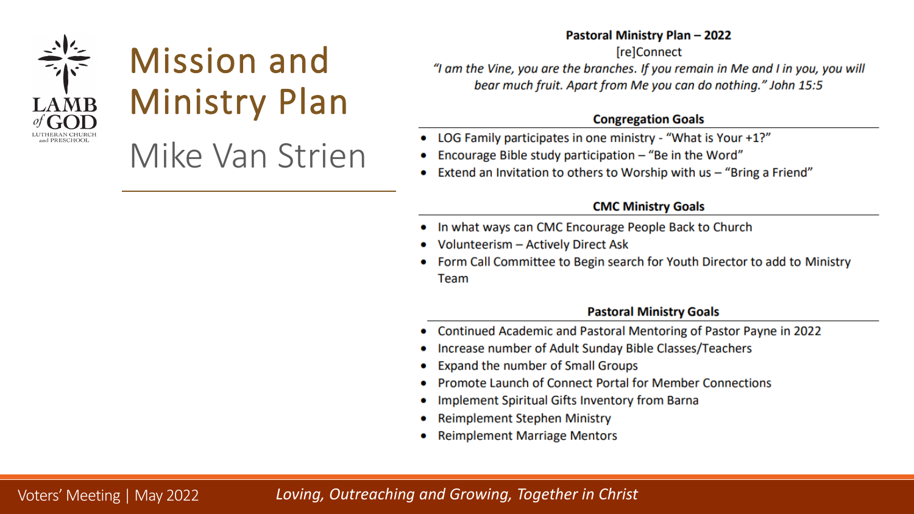# Mission and Ministry Plan

## Mike Van Strien

**Pastoral Ministry Plan – 2022**

[re]Connect

*"I am the Vine, you are the branches. If you remain in Me and I in you, you will bear much fruit. Apart from Me you can do nothing." John 15:5*

### Congregation Goals

- LOG Family participates in one ministry - "What is Your +1?"
- Encourage Bible study participation – "Be in the Word"
- Extend an Invitation to others to Worship with us – "Bring a Friend"

### CMC Ministry Goals

- In what ways can CMC Encourage People Back to Church
- Volunteerism – Actively Direct Ask
- Form Call Committee to Begin search for Youth Director to add to Ministry Team

### Pastoral Ministry Goals

- Continued Academic and Pastoral Mentoring of Pastor Payne in 2022
- Increase number of Adult Sunday Bible Classes/Teachers
- Expand the number of Small Groups
- Promote Launch of Connect Portal for Member Connections
- Implement Spiritual Gifts Inventory from Barna
- Reimplement Stephen Ministry
- Reimplement Marriage Mentors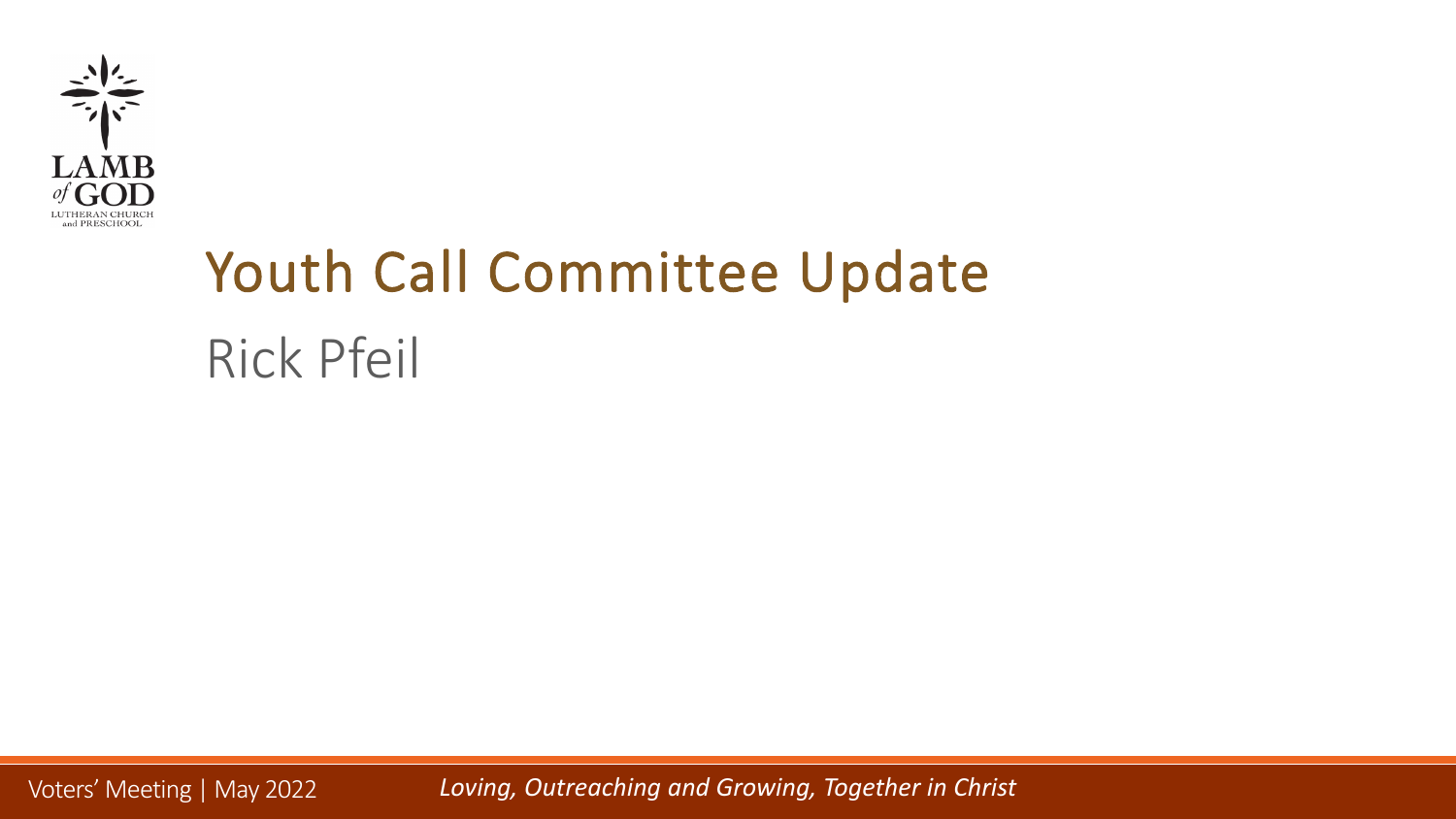# Youth Call Committee Update

Rick Pfeil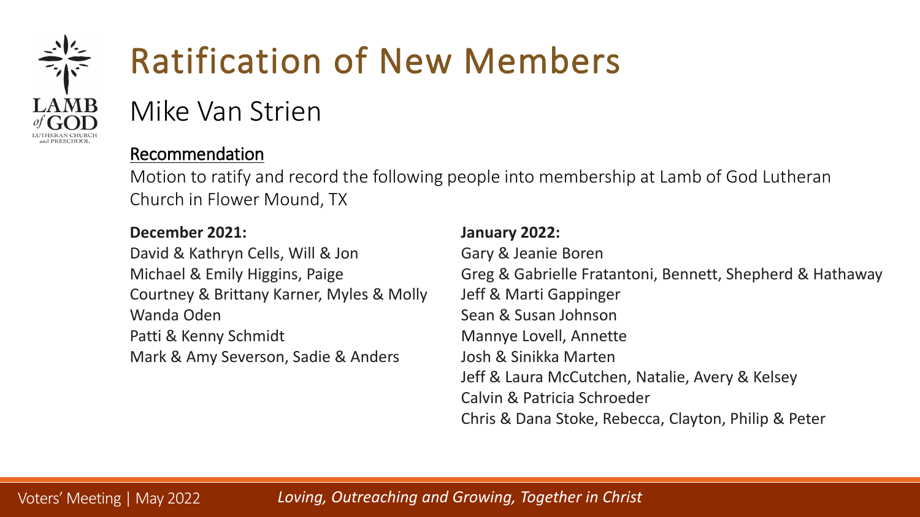# Ratification of New Members

## Mike Van Strien

<u>Recommendation</u>

Motion to ratify and record the following people into membership at Lamb of God Lutheran Church in Flower Mound, TX

**December 2021:**

David & Kathryn Cells, Will & Jon
Michael & Emily Higgins, Paige
Courtney & Brittany Karner, Myles & Molly
Wanda Oden
Patti & Kenny Schmidt
Mark & Amy Severson, Sadie & Anders

**January 2022:**

Gary & Jeanie Boren
Greg & Gabrielle Fratantoni, Bennett, Shepherd & Hathaway
Jeff & Marti Gappinger
Sean & Susan Johnson
Mannye Lovell, Annette
Josh & Sinikka Marten
Jeff & Laura McCutchen, Natalie, Avery & Kelsey
Calvin & Patricia Schroeder
Chris & Dana Stoke, Rebecca, Clayton, Philip & Peter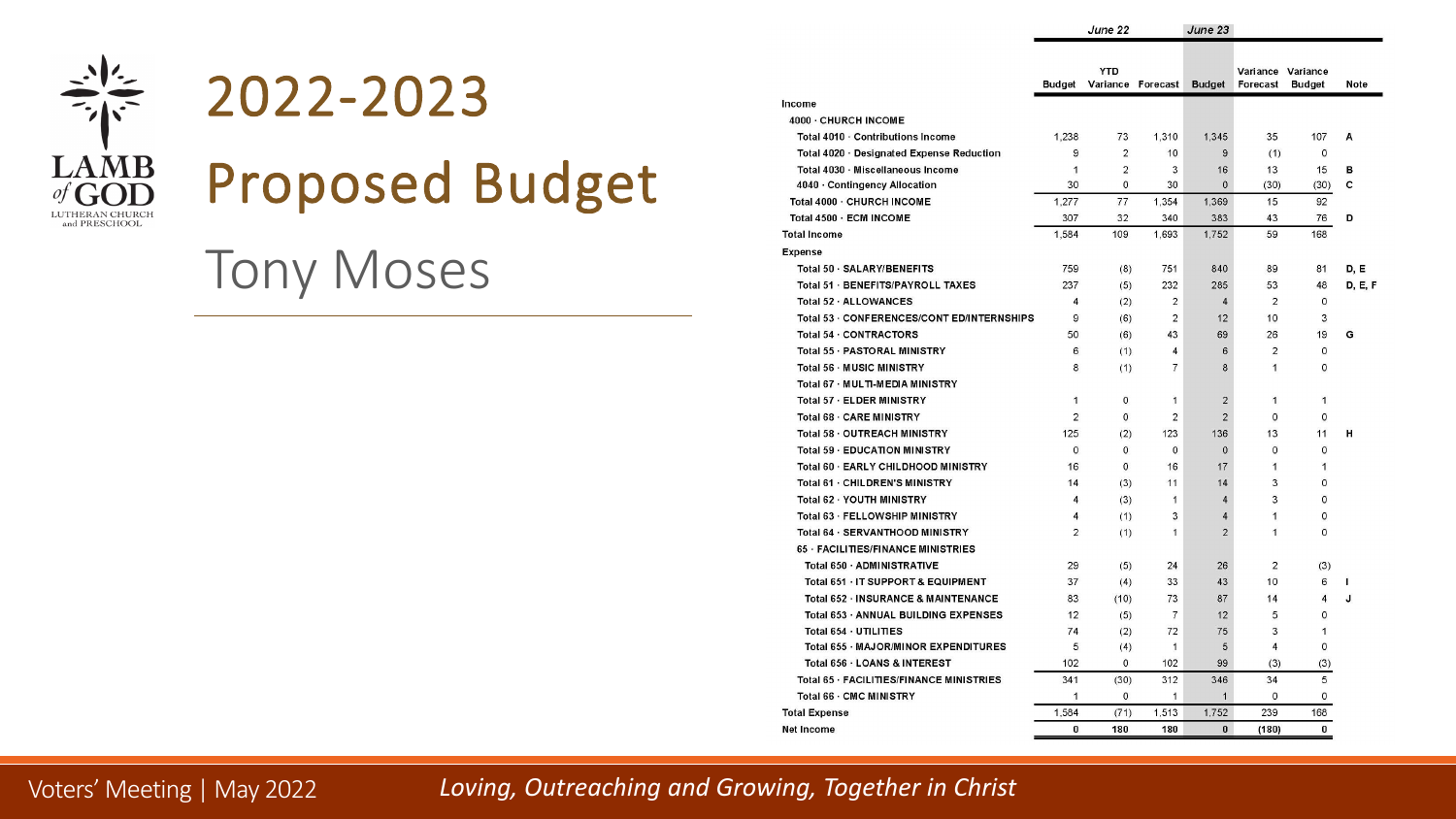# 2022-2023 Proposed Budget

Tony Moses

| | June 22 | | | June 23 | | | |
|---|---|---|---|---|---|---|---|
| | Budget | YTD Variance | Forecast | Budget | Variance Forecast | Variance Budget | Note |
| **Income** | | | | | | | |
| 4000 · CHURCH INCOME | | | | | | | |
| Total 4010 · Contributions Income | 1,238 | 73 | 1,310 | 1,345 | 35 | 107 | A |
| Total 4020 · Designated Expense Reduction | 9 | 2 | 10 | 9 | (1) | 0 | |
| Total 4030 · Miscellaneous Income | 1 | 2 | 3 | 16 | 13 | 15 | B |
| 4040 · Contingency Allocation | 30 | 0 | 30 | 0 | (30) | (30) | C |
| Total 4000 · CHURCH INCOME | 1,277 | 77 | 1,354 | 1,369 | 15 | 92 | |
| Total 4500 · ECM INCOME | 307 | 32 | 340 | 383 | 43 | 76 | D |
| **Total Income** | 1,584 | 109 | 1,693 | 1,752 | 59 | 168 | |
| **Expense** | | | | | | | |
| Total 50 · SALARY/BENEFITS | 759 | (8) | 751 | 840 | 89 | 81 | D, E |
| Total 51 · BENEFITS/PAYROLL TAXES | 237 | (5) | 232 | 285 | 53 | 48 | D, E, F |
| Total 52 · ALLOWANCES | 4 | (2) | 2 | 4 | 2 | 0 | |
| Total 53 · CONFERENCES/CONT ED/INTERNSHIPS | 9 | (6) | 2 | 12 | 10 | 3 | |
| Total 54 · CONTRACTORS | 50 | (6) | 43 | 69 | 26 | 19 | G |
| Total 55 · PASTORAL MINISTRY | 6 | (1) | 4 | 6 | 2 | 0 | |
| Total 56 · MUSIC MINISTRY | 8 | (1) | 7 | 8 | 1 | 0 | |
| Total 67 · MULTI-MEDIA MINISTRY | | | | | | | |
| Total 57 · ELDER MINISTRY | 1 | 0 | 1 | 2 | 1 | 1 | |
| Total 68 · CARE MINISTRY | 2 | 0 | 2 | 2 | 0 | 0 | |
| Total 58 · OUTREACH MINISTRY | 125 | (2) | 123 | 136 | 13 | 11 | H |
| Total 59 · EDUCATION MINISTRY | 0 | 0 | 0 | 0 | 0 | 0 | |
| Total 60 · EARLY CHILDHOOD MINISTRY | 16 | 0 | 16 | 17 | 1 | 1 | |
| Total 61 · CHILDREN'S MINISTRY | 14 | (3) | 11 | 14 | 3 | 0 | |
| Total 62 · YOUTH MINISTRY | 4 | (3) | 1 | 4 | 3 | 0 | |
| Total 63 · FELLOWSHIP MINISTRY | 4 | (1) | 3 | 4 | 1 | 0 | |
| Total 64 · SERVANTHOOD MINISTRY | 2 | (1) | 1 | 2 | 1 | 0 | |
| 65 · FACILITIES/FINANCE MINISTRIES | | | | | | | |
| Total 650 · ADMINISTRATIVE | 29 | (5) | 24 | 26 | 2 | (3) | |
| Total 651 · IT SUPPORT & EQUIPMENT | 37 | (4) | 33 | 43 | 10 | 6 | I |
| Total 652 · INSURANCE & MAINTENANCE | 83 | (10) | 73 | 87 | 14 | 4 | J |
| Total 653 · ANNUAL BUILDING EXPENSES | 12 | (5) | 7 | 12 | 5 | 0 | |
| Total 654 · UTILITIES | 74 | (2) | 72 | 75 | 3 | 1 | |
| Total 655 · MAJOR/MINOR EXPENDITURES | 5 | (4) | 1 | 5 | 4 | 0 | |
| Total 656 · LOANS & INTEREST | 102 | 0 | 102 | 99 | (3) | (3) | |
| Total 65 · FACILITIES/FINANCE MINISTRIES | 341 | (30) | 312 | 346 | 34 | 5 | |
| Total 66 · CMC MINISTRY | 1 | 0 | 1 | 1 | 0 | 0 | |
| **Total Expense** | 1,584 | (71) | 1,513 | 1,752 | 239 | 168 | |
| **Net Income** | **0** | **180** | **180** | **0** | **(180)** | **0** | |

Voters' Meeting | May 2022 *Loving, Outreaching and Growing, Together in Christ*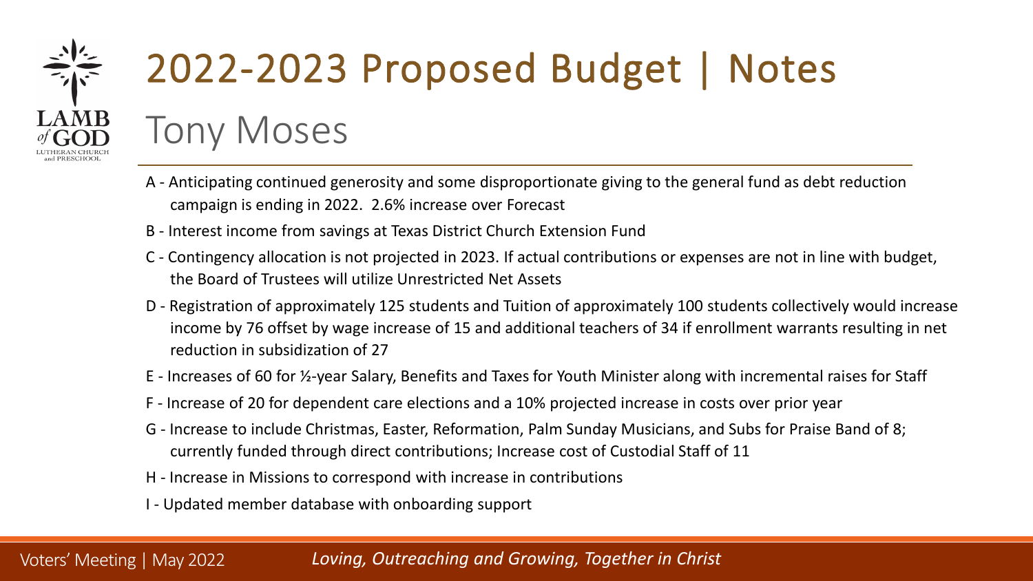# 2022-2023 Proposed Budget | Notes

## Tony Moses

- A - Anticipating continued generosity and some disproportionate giving to the general fund as debt reduction campaign is ending in 2022. 2.6% increase over Forecast
- B - Interest income from savings at Texas District Church Extension Fund
- C - Contingency allocation is not projected in 2023. If actual contributions or expenses are not in line with budget, the Board of Trustees will utilize Unrestricted Net Assets
- D - Registration of approximately 125 students and Tuition of approximately 100 students collectively would increase income by 76 offset by wage increase of 15 and additional teachers of 34 if enrollment warrants resulting in net reduction in subsidization of 27
- E - Increases of 60 for ½-year Salary, Benefits and Taxes for Youth Minister along with incremental raises for Staff
- F - Increase of 20 for dependent care elections and a 10% projected increase in costs over prior year
- G - Increase to include Christmas, Easter, Reformation, Palm Sunday Musicians, and Subs for Praise Band of 8; currently funded through direct contributions; Increase cost of Custodial Staff of 11
- H - Increase in Missions to correspond with increase in contributions
- I - Updated member database with onboarding support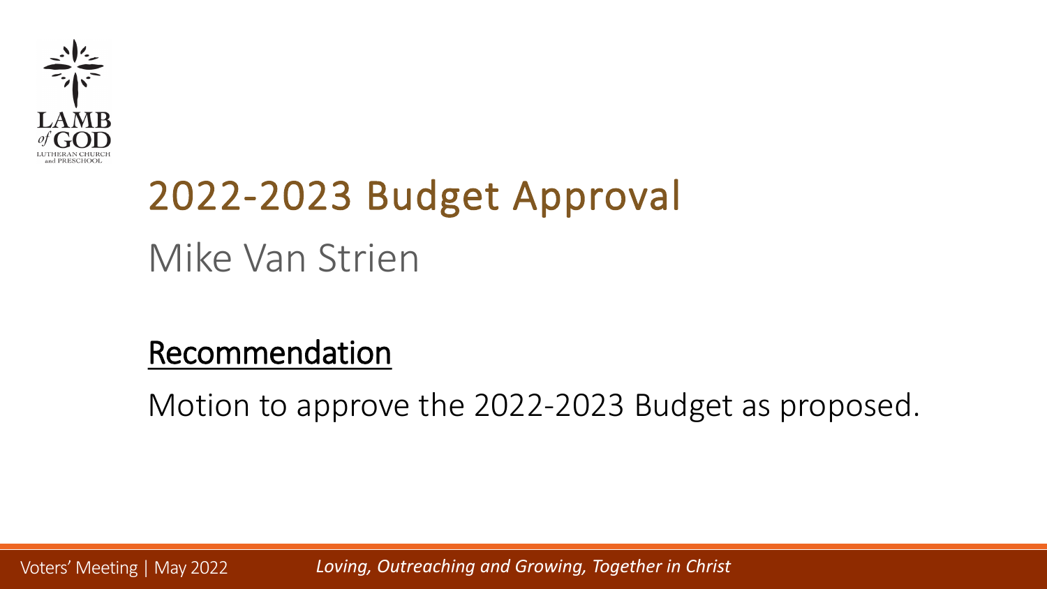# 2022-2023 Budget Approval

## Mike Van Strien

### Recommendation

Motion to approve the 2022-2023 Budget as proposed.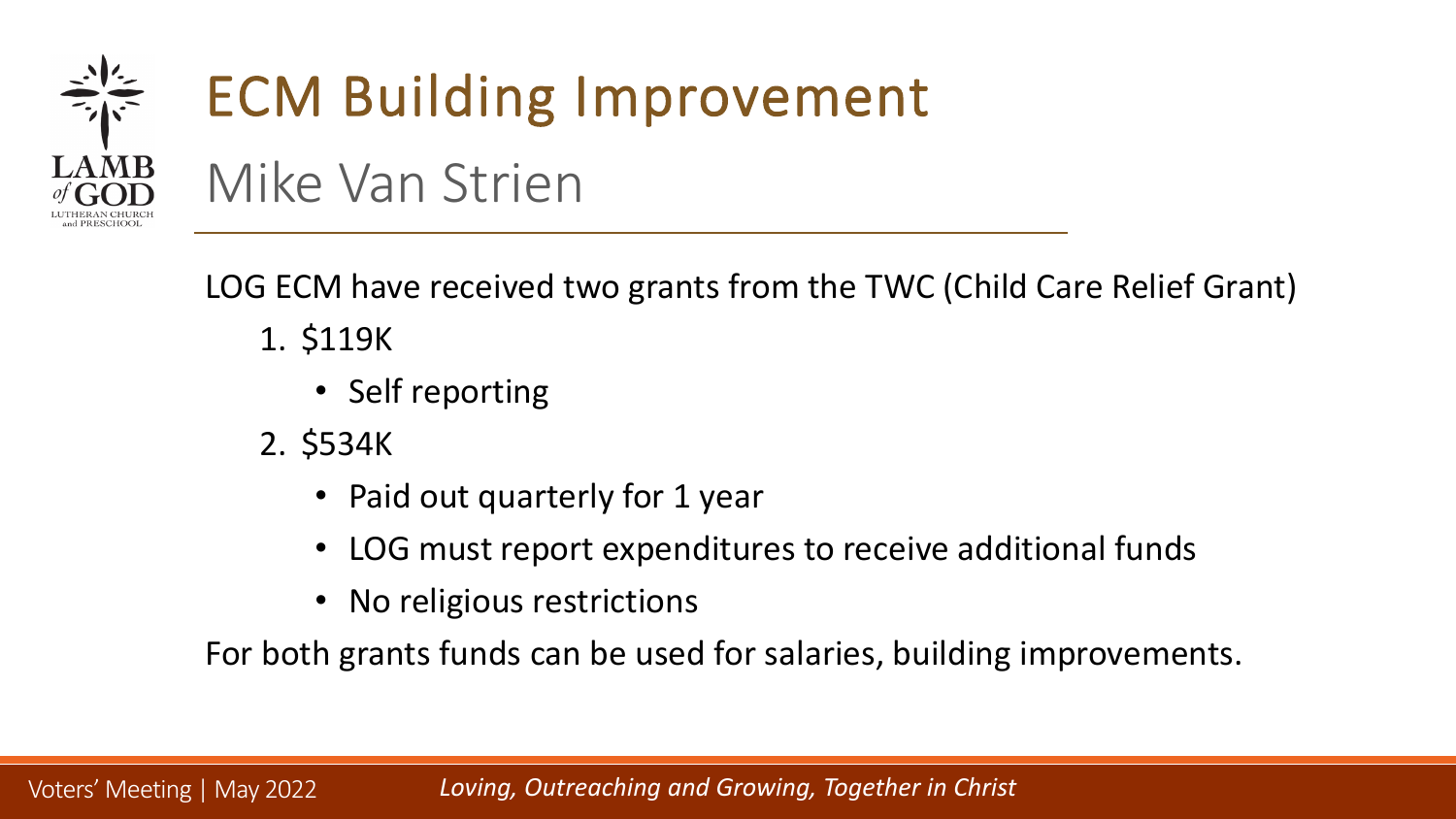# ECM Building Improvement

## Mike Van Strien

LOG ECM have received two grants from the TWC (Child Care Relief Grant)

1. $119K
   - Self reporting
2. $534K
   - Paid out quarterly for 1 year
   - LOG must report expenditures to receive additional funds
   - No religious restrictions

For both grants funds can be used for salaries, building improvements.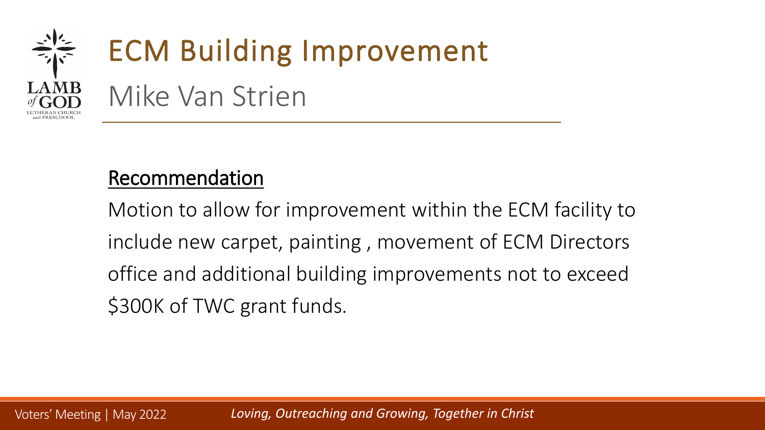# ECM Building Improvement

## Mike Van Strien

<u>Recommendation</u>

Motion to allow for improvement within the ECM facility to include new carpet, painting , movement of ECM Directors office and additional building improvements not to exceed $300K of TWC grant funds.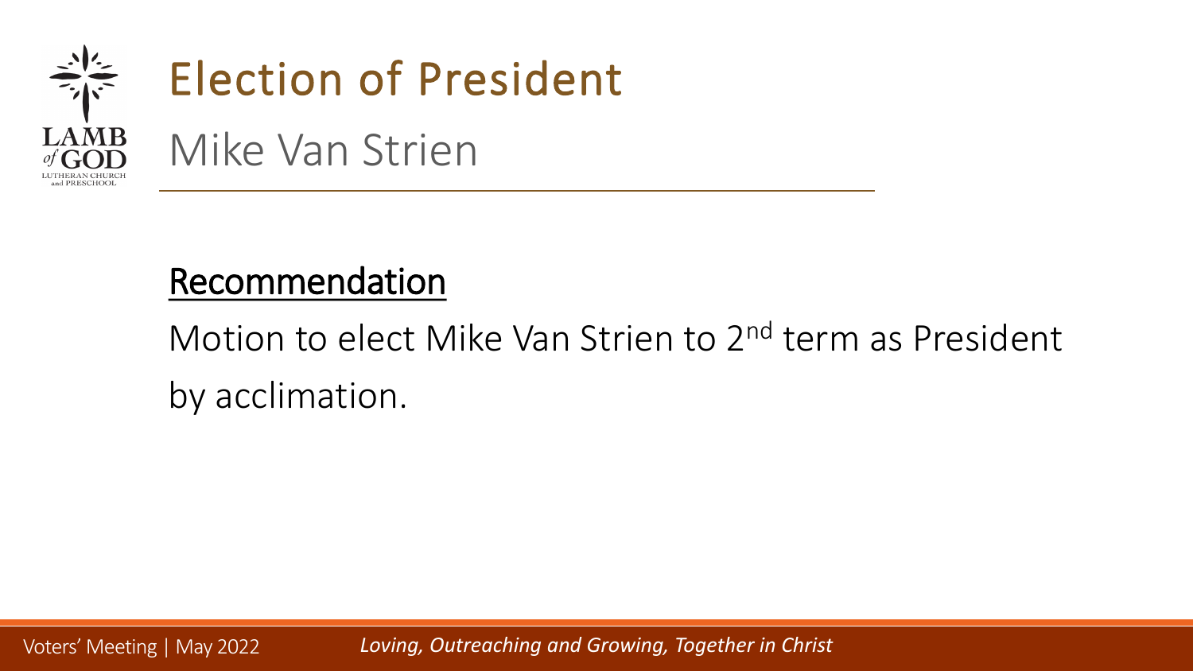# Election of President

## Mike Van Strien

**Recommendation**

Motion to elect Mike Van Strien to 2nd term as President by acclimation.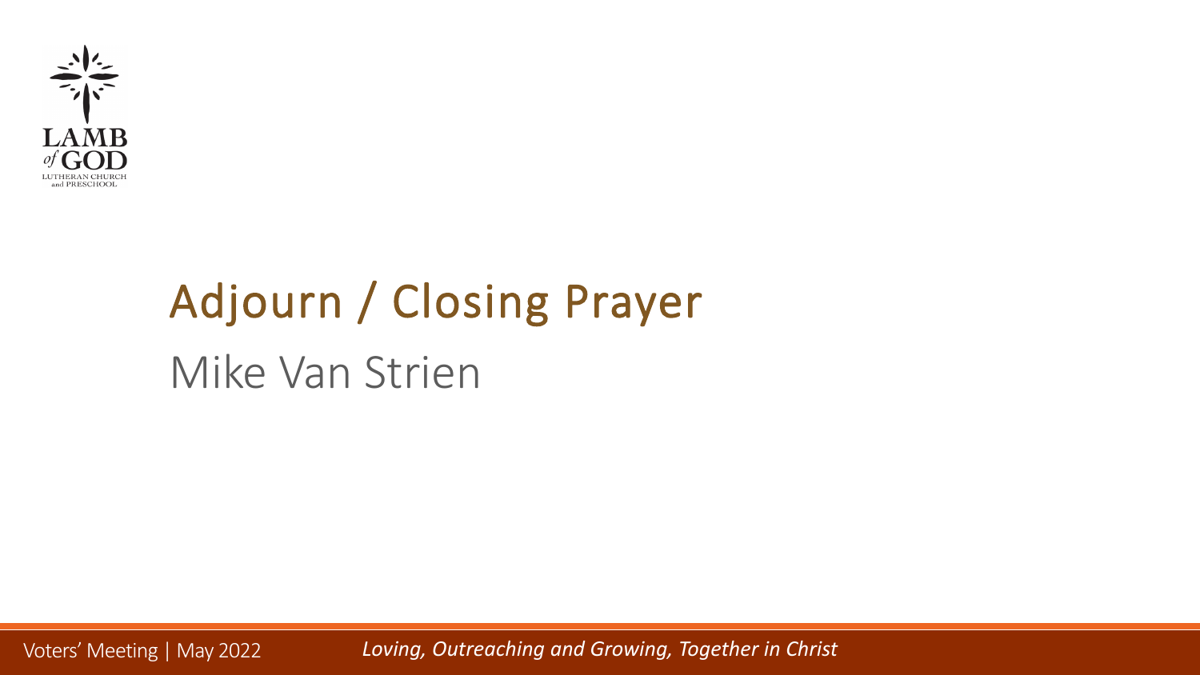# Adjourn / Closing Prayer

Mike Van Strien